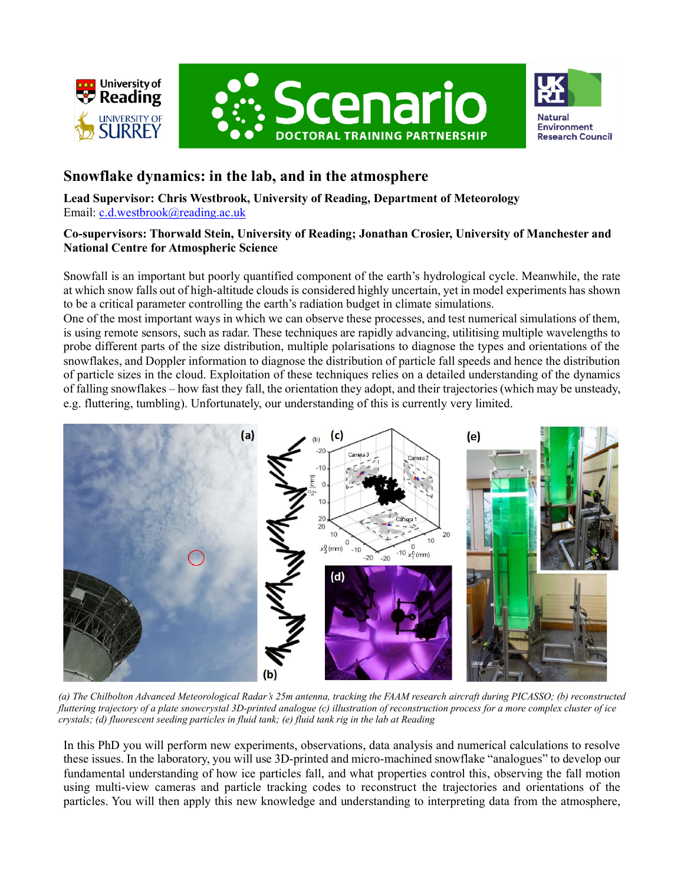# Snowflake dynamics: in the lab, and in the atmosphere

**Lead Supervisor: Chris Westbrook, University of Reading, Department of Meteorology**
Email: c.d.westbrook@reading.ac.uk

**Co-supervisors: Thorwald Stein, University of Reading; Jonathan Crosier, University of Manchester and National Centre for Atmospheric Science**

Snowfall is an important but poorly quantified component of the earth's hydrological cycle. Meanwhile, the rate at which snow falls out of high-altitude clouds is considered highly uncertain, yet in model experiments has shown to be a critical parameter controlling the earth's radiation budget in climate simulations.
One of the most important ways in which we can observe these processes, and test numerical simulations of them, is using remote sensors, such as radar. These techniques are rapidly advancing, utilitising multiple wavelengths to probe different parts of the size distribution, multiple polarisations to diagnose the types and orientations of the snowflakes, and Doppler information to diagnose the distribution of particle fall speeds and hence the distribution of particle sizes in the cloud. Exploitation of these techniques relies on a detailed understanding of the dynamics of falling snowflakes – how fast they fall, the orientation they adopt, and their trajectories (which may be unsteady, e.g. fluttering, tumbling). Unfortunately, our understanding of this is currently very limited.

*(a) The Chilbolton Advanced Meteorological Radar's 25m antenna, tracking the FAAM research aircraft during PICASSO; (b) reconstructed fluttering trajectory of a plate snowcrystal 3D-printed analogue (c) illustration of reconstruction process for a more complex cluster of ice crystals; (d) fluorescent seeding particles in fluid tank; (e) fluid tank rig in the lab at Reading*

In this PhD you will perform new experiments, observations, data analysis and numerical calculations to resolve these issues. In the laboratory, you will use 3D-printed and micro-machined snowflake "analogues" to develop our fundamental understanding of how ice particles fall, and what properties control this, observing the fall motion using multi-view cameras and particle tracking codes to reconstruct the trajectories and orientations of the particles. You will then apply this new knowledge and understanding to interpreting data from the atmosphere,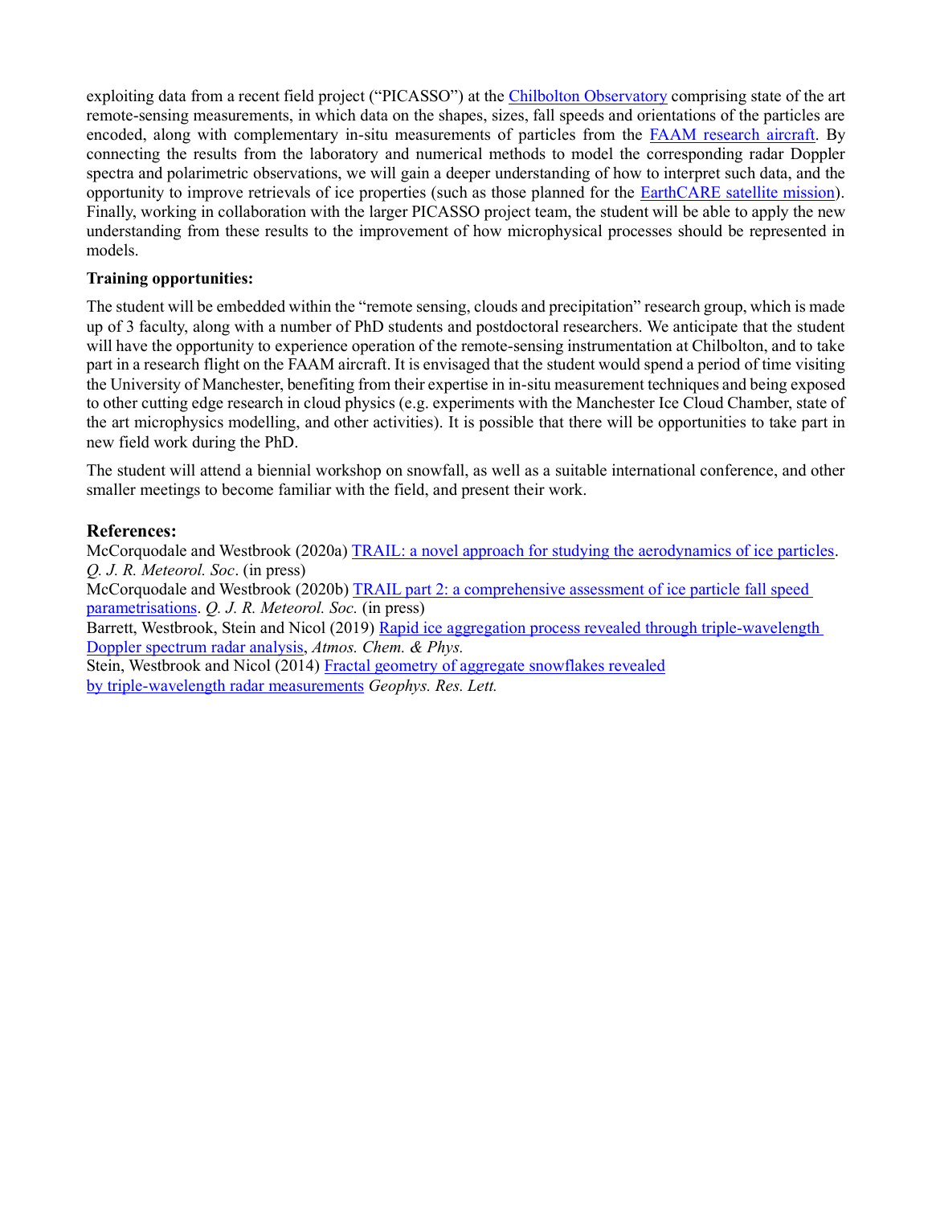exploiting data from a recent field project ("PICASSO") at the Chilbolton Observatory comprising state of the art remote-sensing measurements, in which data on the shapes, sizes, fall speeds and orientations of the particles are encoded, along with complementary in-situ measurements of particles from the FAAM research aircraft. By connecting the results from the laboratory and numerical methods to model the corresponding radar Doppler spectra and polarimetric observations, we will gain a deeper understanding of how to interpret such data, and the opportunity to improve retrievals of ice properties (such as those planned for the EarthCARE satellite mission). Finally, working in collaboration with the larger PICASSO project team, the student will be able to apply the new understanding from these results to the improvement of how microphysical processes should be represented in models.

**Training opportunities:**

The student will be embedded within the "remote sensing, clouds and precipitation" research group, which is made up of 3 faculty, along with a number of PhD students and postdoctoral researchers. We anticipate that the student will have the opportunity to experience operation of the remote-sensing instrumentation at Chilbolton, and to take part in a research flight on the FAAM aircraft. It is envisaged that the student would spend a period of time visiting the University of Manchester, benefiting from their expertise in in-situ measurement techniques and being exposed to other cutting edge research in cloud physics (e.g. experiments with the Manchester Ice Cloud Chamber, state of the art microphysics modelling, and other activities). It is possible that there will be opportunities to take part in new field work during the PhD.

The student will attend a biennial workshop on snowfall, as well as a suitable international conference, and other smaller meetings to become familiar with the field, and present their work.

**References:**

McCorquodale and Westbrook (2020a) TRAIL: a novel approach for studying the aerodynamics of ice particles. *Q. J. R. Meteorol. Soc*. (in press)

McCorquodale and Westbrook (2020b) TRAIL part 2: a comprehensive assessment of ice particle fall speed parametrisations. *Q. J. R. Meteorol. Soc.* (in press)

Barrett, Westbrook, Stein and Nicol (2019) Rapid ice aggregation process revealed through triple-wavelength Doppler spectrum radar analysis, *Atmos. Chem. & Phys.*

Stein, Westbrook and Nicol (2014) Fractal geometry of aggregate snowflakes revealed by triple-wavelength radar measurements *Geophys. Res. Lett.*